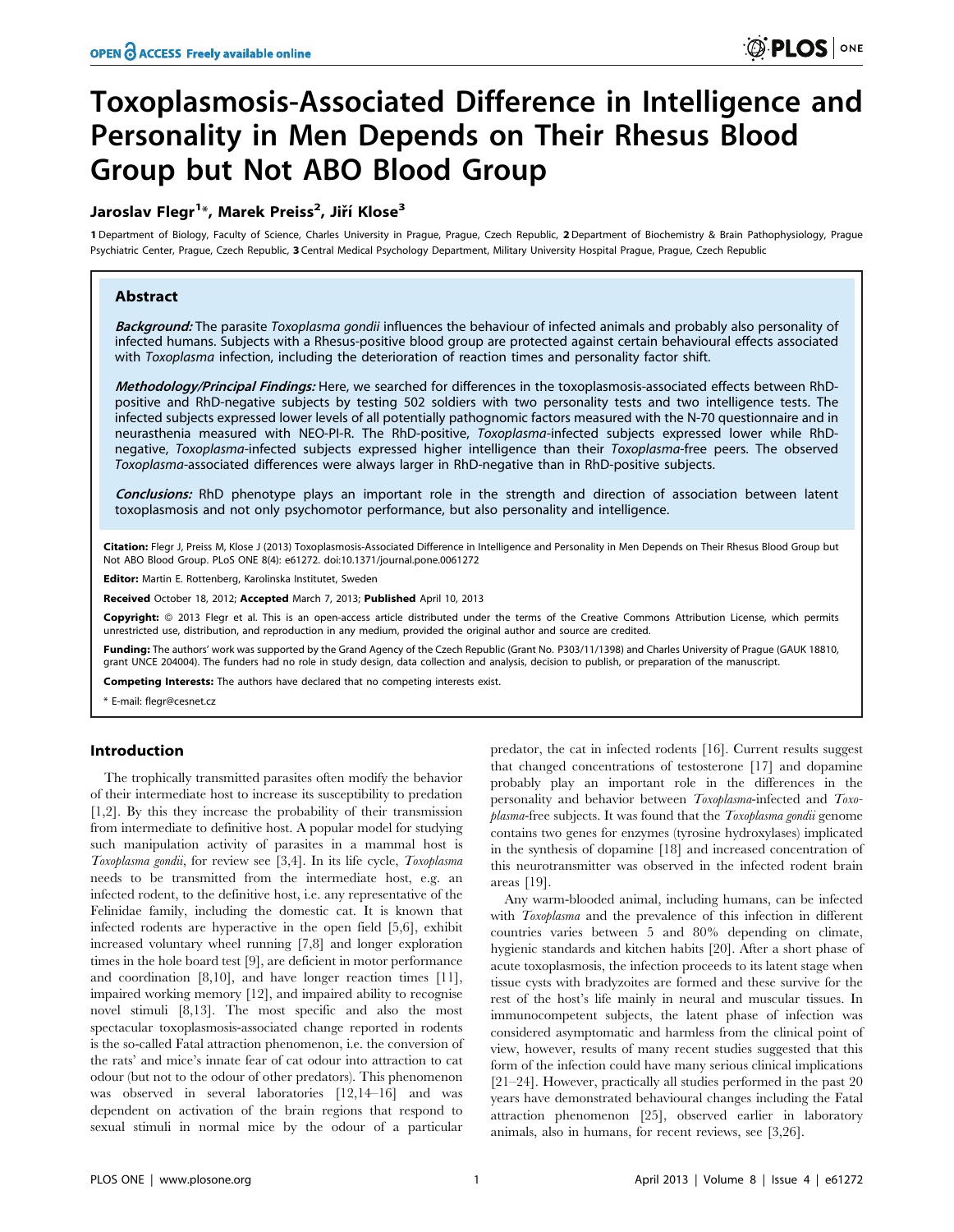# Toxoplasmosis-Associated Difference in Intelligence and Personality in Men Depends on Their Rhesus Blood Group but Not ABO Blood Group

**Jaroslav Flegr[1]*, Marek Preiss[2], Jiří Klose[3]**

**1** Department of Biology, Faculty of Science, Charles University in Prague, Prague, Czech Republic, **2** Department of Biochemistry & Brain Pathophysiology, Prague Psychiatric Center, Prague, Czech Republic, **3** Central Medical Psychology Department, Military University Hospital Prague, Prague, Czech Republic

## Abstract

***Background:*** The parasite *Toxoplasma gondii* influences the behaviour of infected animals and probably also personality of infected humans. Subjects with a Rhesus-positive blood group are protected against certain behavioural effects associated with *Toxoplasma* infection, including the deterioration of reaction times and personality factor shift.

***Methodology/Principal Findings:*** Here, we searched for differences in the toxoplasmosis-associated effects between RhD-positive and RhD-negative subjects by testing 502 soldiers with two personality tests and two intelligence tests. The infected subjects expressed lower levels of all potentially pathognomic factors measured with the N-70 questionnaire and in neurasthenia measured with NEO-PI-R. The RhD-positive, *Toxoplasma*-infected subjects expressed lower while RhD-negative, *Toxoplasma*-infected subjects expressed higher intelligence than their *Toxoplasma*-free peers. The observed *Toxoplasma*-associated differences were always larger in RhD-negative than in RhD-positive subjects.

***Conclusions:*** RhD phenotype plays an important role in the strength and direction of association between latent toxoplasmosis and not only psychomotor performance, but also personality and intelligence.

**Citation:** Flegr J, Preiss M, Klose J (2013) Toxoplasmosis-Associated Difference in Intelligence and Personality in Men Depends on Their Rhesus Blood Group but Not ABO Blood Group. PLoS ONE 8(4): e61272. doi:10.1371/journal.pone.0061272

**Editor:** Martin E. Rottenberg, Karolinska Institutet, Sweden

**Received** October 18, 2012; **Accepted** March 7, 2013; **Published** April 10, 2013

**Copyright:** © 2013 Flegr et al. This is an open-access article distributed under the terms of the Creative Commons Attribution License, which permits unrestricted use, distribution, and reproduction in any medium, provided the original author and source are credited.

**Funding:** The authors' work was supported by the Grand Agency of the Czech Republic (Grant No. P303/11/1398) and Charles University of Prague (GAUK 18810, grant UNCE 204004). The funders had no role in study design, data collection and analysis, decision to publish, or preparation of the manuscript.

**Competing Interests:** The authors have declared that no competing interests exist.

* E-mail: flegr@cesnet.cz

## Introduction

The trophically transmitted parasites often modify the behavior of their intermediate host to increase its susceptibility to predation [1,2]. By this they increase the probability of their transmission from intermediate to definitive host. A popular model for studying such manipulation activity of parasites in a mammal host is *Toxoplasma gondii*, for review see [3,4]. In its life cycle, *Toxoplasma* needs to be transmitted from the intermediate host, e.g. an infected rodent, to the definitive host, i.e. any representative of the Felinidae family, including the domestic cat. It is known that infected rodents are hyperactive in the open field [5,6], exhibit increased voluntary wheel running [7,8] and longer exploration times in the hole board test [9], are deficient in motor performance and coordination [8,10], and have longer reaction times [11], impaired working memory [12], and impaired ability to recognise novel stimuli [8,13]. The most specific and also the most spectacular toxoplasmosis-associated change reported in rodents is the so-called Fatal attraction phenomenon, i.e. the conversion of the rats' and mice's innate fear of cat odour into attraction to cat odour (but not to the odour of other predators). This phenomenon was observed in several laboratories [12,14–16] and was dependent on activation of the brain regions that respond to sexual stimuli in normal mice by the odour of a particular predator, the cat in infected rodents [16]. Current results suggest that changed concentrations of testosterone [17] and dopamine probably play an important role in the differences in the personality and behavior between *Toxoplasma*-infected and *Toxoplasma*-free subjects. It was found that the *Toxoplasma gondii* genome contains two genes for enzymes (tyrosine hydroxylases) implicated in the synthesis of dopamine [18] and increased concentration of this neurotransmitter was observed in the infected rodent brain areas [19].

Any warm-blooded animal, including humans, can be infected with *Toxoplasma* and the prevalence of this infection in different countries varies between 5 and 80% depending on climate, hygienic standards and kitchen habits [20]. After a short phase of acute toxoplasmosis, the infection proceeds to its latent stage when tissue cysts with bradyzoites are formed and these survive for the rest of the host's life mainly in neural and muscular tissues. In immunocompetent subjects, the latent phase of infection was considered asymptomatic and harmless from the clinical point of view, however, results of many recent studies suggested that this form of the infection could have many serious clinical implications [21–24]. However, practically all studies performed in the past 20 years have demonstrated behavioural changes including the Fatal attraction phenomenon [25], observed earlier in laboratory animals, also in humans, for recent reviews, see [3,26].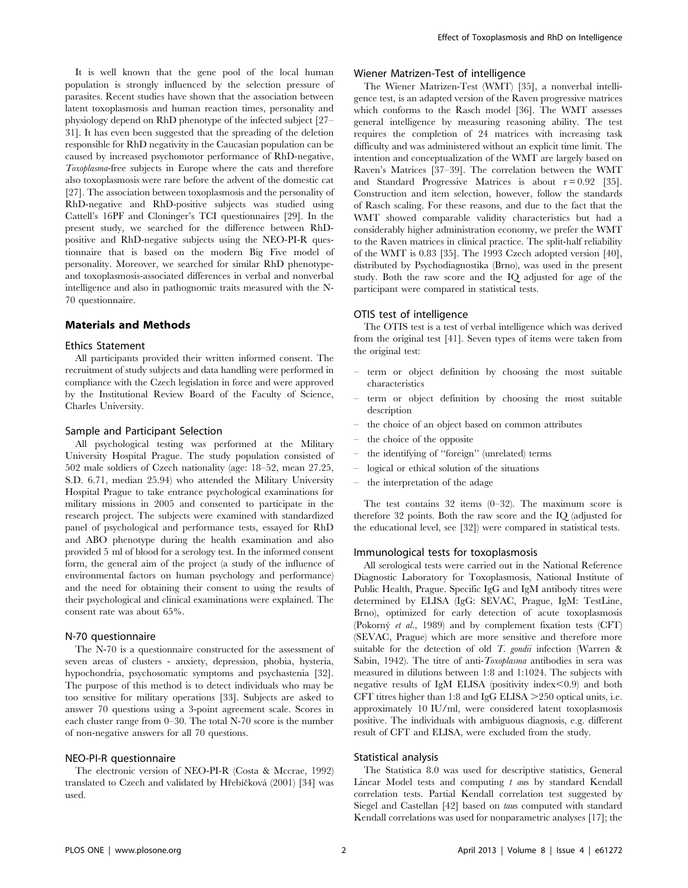It is well known that the gene pool of the local human population is strongly influenced by the selection pressure of parasites. Recent studies have shown that the association between latent toxoplasmosis and human reaction times, personality and physiology depend on RhD phenotype of the infected subject [27–31]. It has even been suggested that the spreading of the deletion responsible for RhD negativity in the Caucasian population can be caused by increased psychomotor performance of RhD-negative, *Toxoplasma*-free subjects in Europe where the cats and therefore also toxoplasmosis were rare before the advent of the domestic cat [27]. The association between toxoplasmosis and the personality of RhD-negative and RhD-positive subjects was studied using Cattell's 16PF and Cloninger's TCI questionnaires [29]. In the present study, we searched for the difference between RhD-positive and RhD-negative subjects using the NEO-PI-R questionnaire that is based on the modern Big Five model of personality. Moreover, we searched for similar RhD phenotype- and toxoplasmosis-associated differences in verbal and nonverbal intelligence and also in pathognomic traits measured with the N-70 questionnaire.

## Materials and Methods

### Ethics Statement

All participants provided their written informed consent. The recruitment of study subjects and data handling were performed in compliance with the Czech legislation in force and were approved by the Institutional Review Board of the Faculty of Science, Charles University.

### Sample and Participant Selection

All psychological testing was performed at the Military University Hospital Prague. The study population consisted of 502 male soldiers of Czech nationality (age: 18–52, mean 27.25, S.D. 6.71, median 25.94) who attended the Military University Hospital Prague to take entrance psychological examinations for military missions in 2005 and consented to participate in the research project. The subjects were examined with standardized panel of psychological and performance tests, essayed for RhD and ABO phenotype during the health examination and also provided 5 ml of blood for a serology test. In the informed consent form, the general aim of the project (a study of the influence of environmental factors on human psychology and performance) and the need for obtaining their consent to using the results of their psychological and clinical examinations were explained. The consent rate was about 65%.

### N-70 questionnaire

The N-70 is a questionnaire constructed for the assessment of seven areas of clusters - anxiety, depression, phobia, hysteria, hypochondria, psychosomatic symptoms and psychastenia [32]. The purpose of this method is to detect individuals who may be too sensitive for military operations [33]. Subjects are asked to answer 70 questions using a 3-point agreement scale. Scores in each cluster range from 0–30. The total N-70 score is the number of non-negative answers for all 70 questions.

### NEO-PI-R questionnaire

The electronic version of NEO-PI-R (Costa & Mccrae, 1992) translated to Czech and validated by Hřebíčková (2001) [34] was used.

### Wiener Matrizen-Test of intelligence

The Wiener Matrizen-Test (WMT) [35], a nonverbal intelligence test, is an adapted version of the Raven progressive matrices which conforms to the Rasch model [36]. The WMT assesses general intelligence by measuring reasoning ability. The test requires the completion of 24 matrices with increasing task difficulty and was administered without an explicit time limit. The intention and conceptualization of the WMT are largely based on Raven's Matrices [37–39]. The correlation between the WMT and Standard Progressive Matrices is about $r = 0.92$ [35]. Construction and item selection, however, follow the standards of Rasch scaling. For these reasons, and due to the fact that the WMT showed comparable validity characteristics but had a considerably higher administration economy, we prefer the WMT to the Raven matrices in clinical practice. The split-half reliability of the WMT is 0.83 [35]. The 1993 Czech adopted version [40], distributed by Psychodiagnostika (Brno), was used in the present study. Both the raw score and the IQ adjusted for age of the participant were compared in statistical tests.

### OTIS test of intelligence

The OTIS test is a test of verbal intelligence which was derived from the original test [41]. Seven types of items were taken from the original test:

- term or object definition by choosing the most suitable characteristics
- term or object definition by choosing the most suitable description
- the choice of an object based on common attributes
- the choice of the opposite
- the identifying of "foreign" (unrelated) terms
- logical or ethical solution of the situations
- the interpretation of the adage

The test contains 32 items (0–32). The maximum score is therefore 32 points. Both the raw score and the IQ (adjusted for the educational level, see [32]) were compared in statistical tests.

### Immunological tests for toxoplasmosis

All serological tests were carried out in the National Reference Diagnostic Laboratory for Toxoplasmosis, National Institute of Public Health, Prague. Specific IgG and IgM antibody titres were determined by ELISA (IgG: SEVAC, Prague, IgM: TestLine, Brno), optimized for early detection of acute toxoplasmosis (Pokorný *et al.*, 1989) and by complement fixation tests (CFT) (SEVAC, Prague) which are more sensitive and therefore more suitable for the detection of old *T. gondii* infection (Warren & Sabin, 1942). The titre of anti-*Toxoplasma* antibodies in sera was measured in dilutions between 1:8 and 1:1024. The subjects with negative results of IgM ELISA (positivity index<0.9) and both CFT titres higher than 1:8 and IgG ELISA >250 optical units, i.e. approximately 10 IU/ml, were considered latent toxoplasmosis positive. The individuals with ambiguous diagnosis, e.g. different result of CFT and ELISA, were excluded from the study.

### Statistical analysis

The Statistica 8.0 was used for descriptive statistics, General Linear Model tests and computing *t aus* by standard Kendall correlation tests. Partial Kendall correlation test suggested by Siegel and Castellan [42] based on *taus* computed with standard Kendall correlations was used for nonparametric analyses [17]; the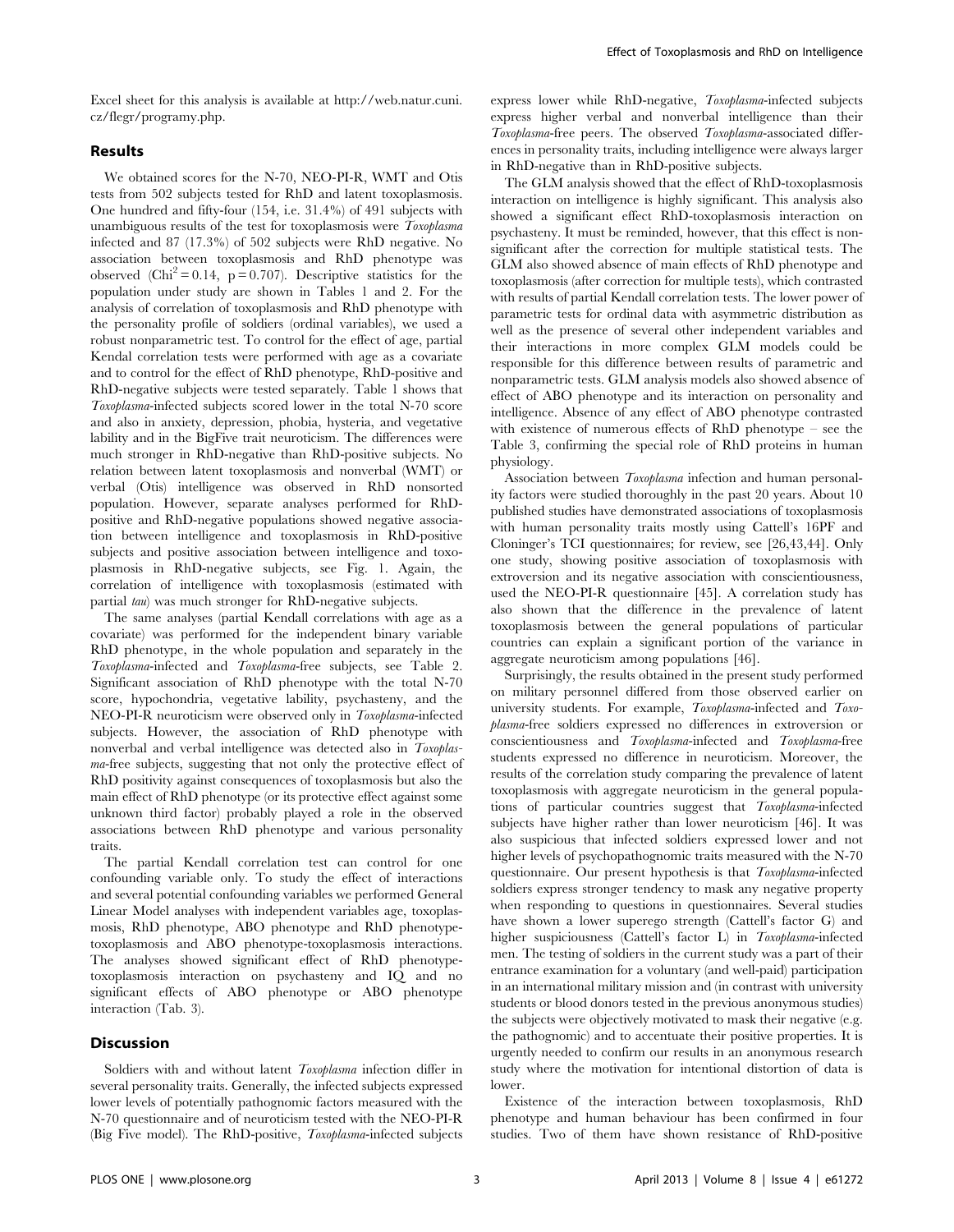Excel sheet for this analysis is available at http://web.natur.cuni.cz/flegr/programy.php.

## Results

We obtained scores for the N-70, NEO-PI-R, WMT and Otis tests from 502 subjects tested for RhD and latent toxoplasmosis. One hundred and fifty-four (154, i.e. 31.4%) of 491 subjects with unambiguous results of the test for toxoplasmosis were *Toxoplasma* infected and 87 (17.3%) of 502 subjects were RhD negative. No association between toxoplasmosis and RhD phenotype was observed ($Chi^2 = 0.14$, $p = 0.707$). Descriptive statistics for the population under study are shown in Tables 1 and 2. For the analysis of correlation of toxoplasmosis and RhD phenotype with the personality profile of soldiers (ordinal variables), we used a robust nonparametric test. To control for the effect of age, partial Kendal correlation tests were performed with age as a covariate and to control for the effect of RhD phenotype, RhD-positive and RhD-negative subjects were tested separately. Table 1 shows that *Toxoplasma*-infected subjects scored lower in the total N-70 score and also in anxiety, depression, phobia, hysteria, and vegetative lability and in the BigFive trait neuroticism. The differences were much stronger in RhD-negative than RhD-positive subjects. No relation between latent toxoplasmosis and nonverbal (WMT) or verbal (Otis) intelligence was observed in RhD nonsorted population. However, separate analyses performed for RhD-positive and RhD-negative populations showed negative association between intelligence and toxoplasmosis in RhD-positive subjects and positive association between intelligence and toxoplasmosis in RhD-negative subjects, see Fig. 1. Again, the correlation of intelligence with toxoplasmosis (estimated with partial *tau*) was much stronger for RhD-negative subjects.

The same analyses (partial Kendall correlations with age as a covariate) was performed for the independent binary variable RhD phenotype, in the whole population and separately in the *Toxoplasma*-infected and *Toxoplasma*-free subjects, see Table 2. Significant association of RhD phenotype with the total N-70 score, hypochondria, vegetative lability, psychasteny, and the NEO-PI-R neuroticism were observed only in *Toxoplasma*-infected subjects. However, the association of RhD phenotype with nonverbal and verbal intelligence was detected also in *Toxoplasma*-free subjects, suggesting that not only the protective effect of RhD positivity against consequences of toxoplasmosis but also the main effect of RhD phenotype (or its protective effect against some unknown third factor) probably played a role in the observed associations between RhD phenotype and various personality traits.

The partial Kendall correlation test can control for one confounding variable only. To study the effect of interactions and several potential confounding variables we performed General Linear Model analyses with independent variables age, toxoplasmosis, RhD phenotype, ABO phenotype and RhD phenotype-toxoplasmosis and ABO phenotype-toxoplasmosis interactions. The analyses showed significant effect of RhD phenotype-toxoplasmosis interaction on psychasteny and IQ and no significant effects of ABO phenotype or ABO phenotype interaction (Tab. 3).

## Discussion

Soldiers with and without latent *Toxoplasma* infection differ in several personality traits. Generally, the infected subjects expressed lower levels of potentially pathognomic factors measured with the N-70 questionnaire and of neuroticism tested with the NEO-PI-R (Big Five model). The RhD-positive, *Toxoplasma*-infected subjects express lower while RhD-negative, *Toxoplasma*-infected subjects express higher verbal and nonverbal intelligence than their *Toxoplasma*-free peers. The observed *Toxoplasma*-associated differences in personality traits, including intelligence were always larger in RhD-negative than in RhD-positive subjects.

The GLM analysis showed that the effect of RhD-toxoplasmosis interaction on intelligence is highly significant. This analysis also showed a significant effect RhD-toxoplasmosis interaction on psychasteny. It must be reminded, however, that this effect is non-significant after the correction for multiple statistical tests. The GLM also showed absence of main effects of RhD phenotype and toxoplasmosis (after correction for multiple tests), which contrasted with results of partial Kendall correlation tests. The lower power of parametric tests for ordinal data with asymmetric distribution as well as the presence of several other independent variables and their interactions in more complex GLM models could be responsible for this difference between results of parametric and nonparametric tests. GLM analysis models also showed absence of effect of ABO phenotype and its interaction on personality and intelligence. Absence of any effect of ABO phenotype contrasted with existence of numerous effects of RhD phenotype – see the Table 3, confirming the special role of RhD proteins in human physiology.

Association between *Toxoplasma* infection and human personality factors were studied thoroughly in the past 20 years. About 10 published studies have demonstrated associations of toxoplasmosis with human personality traits mostly using Cattell's 16PF and Cloninger's TCI questionnaires; for review, see [26,43,44]. Only one study, showing positive association of toxoplasmosis with extroversion and its negative association with conscientiousness, used the NEO-PI-R questionnaire [45]. A correlation study has also shown that the difference in the prevalence of latent toxoplasmosis between the general populations of particular countries can explain a significant portion of the variance in aggregate neuroticism among populations [46].

Surprisingly, the results obtained in the present study performed on military personnel differed from those observed earlier on university students. For example, *Toxoplasma*-infected and *Toxoplasma*-free soldiers expressed no differences in extroversion or conscientiousness and *Toxoplasma*-infected and *Toxoplasma*-free students expressed no difference in neuroticism. Moreover, the results of the correlation study comparing the prevalence of latent toxoplasmosis with aggregate neuroticism in the general populations of particular countries suggest that *Toxoplasma*-infected subjects have higher rather than lower neuroticism [46]. It was also suspicious that infected soldiers expressed lower and not higher levels of psychopathognomic traits measured with the N-70 questionnaire. Our present hypothesis is that *Toxoplasma*-infected soldiers express stronger tendency to mask any negative property when responding to questions in questionnaires. Several studies have shown a lower superego strength (Cattell's factor G) and higher suspiciousness (Cattell's factor L) in *Toxoplasma*-infected men. The testing of soldiers in the current study was a part of their entrance examination for a voluntary (and well-paid) participation in an international military mission and (in contrast with university students or blood donors tested in the previous anonymous studies) the subjects were objectively motivated to mask their negative (e.g. the pathognomic) and to accentuate their positive properties. It is urgently needed to confirm our results in an anonymous research study where the motivation for intentional distortion of data is lower.

Existence of the interaction between toxoplasmosis, RhD phenotype and human behaviour has been confirmed in four studies. Two of them have shown resistance of RhD-positive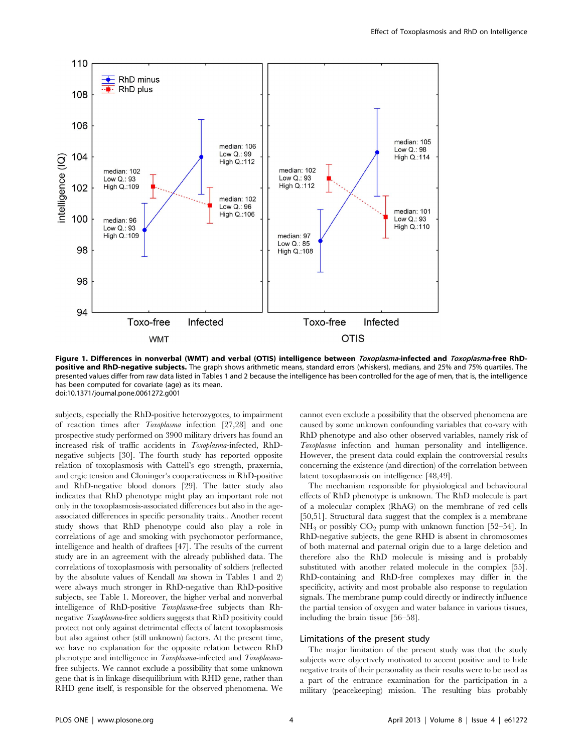**Figure 1. Differences in nonverbal (WMT) and verbal (OTIS) intelligence between *Toxoplasma*-infected and *Toxoplasma*-free RhD-positive and RhD-negative subjects.** The graph shows arithmetic means, standard errors (whiskers), medians, and 25% and 75% quartiles. The presented values differ from raw data listed in Tables 1 and 2 because the intelligence has been controlled for the age of men, that is, the intelligence has been computed for covariate (age) as its mean.
doi:10.1371/journal.pone.0061272.g001

subjects, especially the RhD-positive heterozygotes, to impairment of reaction times after *Toxoplasma* infection [27,28] and one prospective study performed on 3900 military drivers has found an increased risk of traffic accidents in *Toxoplasma*-infected, RhD-negative subjects [30]. The fourth study has reported opposite relation of toxoplasmosis with Cattell's ego strength, praxernia, and ergic tension and Cloninger's cooperativeness in RhD-positive and RhD-negative blood donors [29]. The latter study also indicates that RhD phenotype might play an important role not only in the toxoplasmosis-associated differences but also in the age-associated differences in specific personality traits.. Another recent study shows that RhD phenotype could also play a role in correlations of age and smoking with psychomotor performance, intelligence and health of draftees [47]. The results of the current study are in an agreement with the already published data. The correlations of toxoplasmosis with personality of soldiers (reflected by the absolute values of Kendall *tau* shown in Tables 1 and 2) were always much stronger in RhD-negative than RhD-positive subjects, see Table 1. Moreover, the higher verbal and nonverbal intelligence of RhD-positive *Toxoplasma*-free subjects than Rh-negative *Toxoplasma*-free soldiers suggests that RhD positivity could protect not only against detrimental effects of latent toxoplasmosis but also against other (still unknown) factors. At the present time, we have no explanation for the opposite relation between RhD phenotype and intelligence in *Toxoplasma*-infected and *Toxoplasma*-free subjects. We cannot exclude a possibility that some unknown gene that is in linkage disequilibrium with RHD gene, rather than RHD gene itself, is responsible for the observed phenomena. We cannot even exclude a possibility that the observed phenomena are caused by some unknown confounding variables that co-vary with RhD phenotype and also other observed variables, namely risk of *Toxoplasma* infection and human personality and intelligence. However, the present data could explain the controversial results concerning the existence (and direction) of the correlation between latent toxoplasmosis on intelligence [48,49].

The mechanism responsible for physiological and behavioural effects of RhD phenotype is unknown. The RhD molecule is part of a molecular complex (RhAG) on the membrane of red cells [50,51]. Structural data suggest that the complex is a membrane $NH_3$ or possibly $CO_2$ pump with unknown function [52–54]. In RhD-negative subjects, the gene RHD is absent in chromosomes of both maternal and paternal origin due to a large deletion and therefore also the RhD molecule is missing and is probably substituted with another related molecule in the complex [55]. RhD-containing and RhD-free complexes may differ in the specificity, activity and most probable also response to regulation signals. The membrane pump could directly or indirectly influence the partial tension of oxygen and water balance in various tissues, including the brain tissue [56–58].

## Limitations of the present study

The major limitation of the present study was that the study subjects were objectively motivated to accent positive and to hide negative traits of their personality as their results were to be used as a part of the entrance examination for the participation in a military (peacekeeping) mission. The resulting bias probably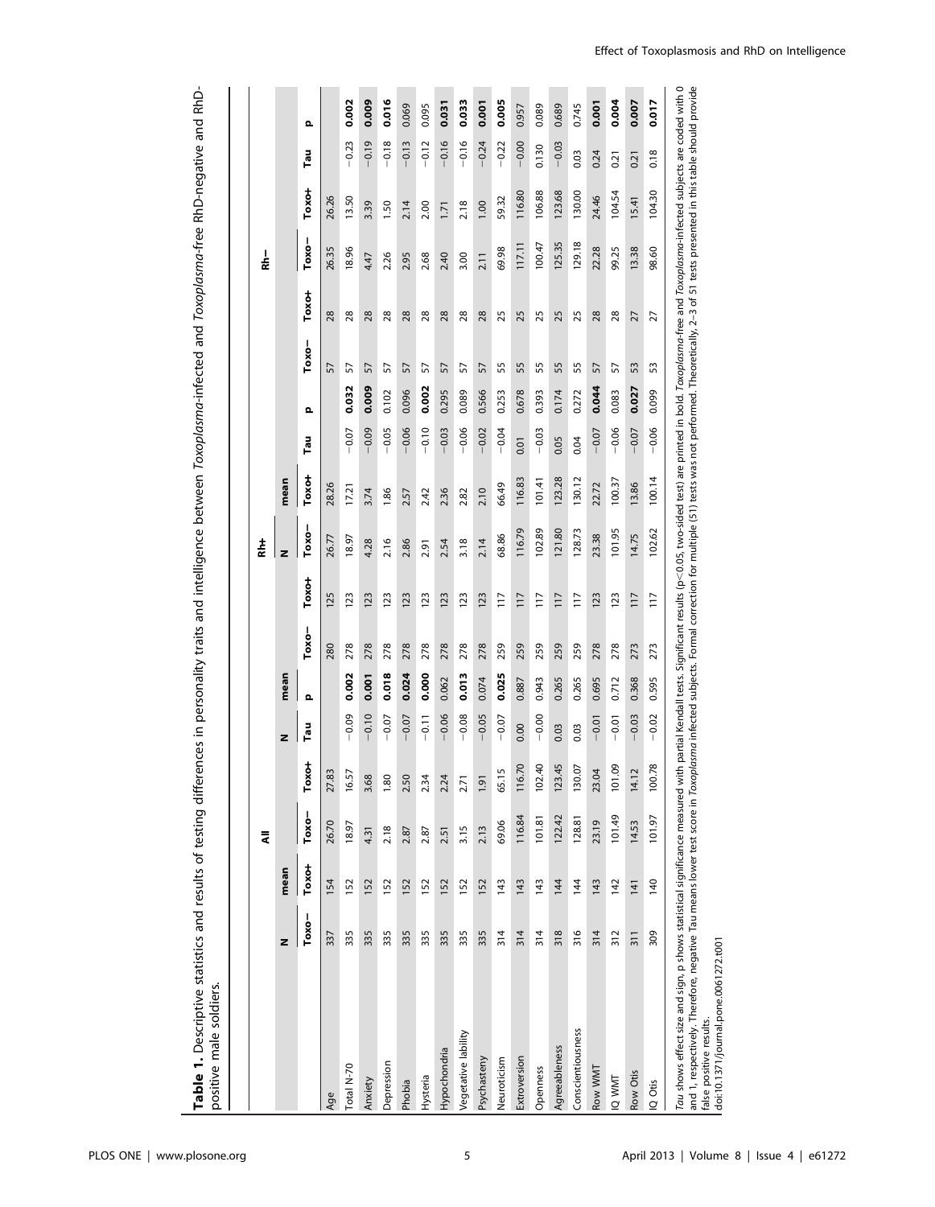**Table 1.** Descriptive statistics and results of testing differences in personality traits and intelligence between *Toxoplasma*-infected and *Toxoplasma*-free RhD-negative and RhD-positive male soldiers.

| | All | | | | | | Rh+ | | | | | | Rh− | | | | | |
|---|---|---|---|---|---|---|---|---|---|---|---|---|---|---|---|---|---|---|
| | N | | mean | | | | N | | mean | | | | | | | | | |
| | Toxo− | Toxo+ | Toxo− | Toxo+ | Tau | p | Toxo− | Toxo+ | Toxo− | Toxo+ | Tau | p | Toxo− | Toxo+ | Toxo− | Toxo+ | Tau | p |
| Age | 337 | 154 | 26.70 | 27.83 | | | 280 | 125 | 26.77 | 28.26 | | | 57 | 28 | 26.35 | 26.26 | | |
| Total N-70 | 335 | 152 | 18.97 | 16.57 | −0.09 | **0.002** | 278 | 123 | 18.97 | 17.21 | −0.07 | **0.032** | 57 | 28 | 18.96 | 13.50 | −0.23 | **0.002** |
| Anxiety | 335 | 152 | 4.31 | 3.68 | −0.10 | **0.001** | 278 | 123 | 4.28 | 3.74 | −0.09 | **0.009** | 57 | 28 | 4.47 | 3.39 | −0.19 | **0.009** |
| Depression | 335 | 152 | 2.18 | 1.80 | −0.07 | **0.018** | 278 | 123 | 2.16 | 1.86 | −0.05 | 0.102 | 57 | 28 | 2.26 | 1.50 | −0.18 | **0.016** |
| Phobia | 335 | 152 | 2.87 | 2.50 | −0.07 | **0.024** | 278 | 123 | 2.86 | 2.57 | −0.06 | 0.096 | 57 | 28 | 2.95 | 2.14 | −0.13 | 0.069 |
| Hysteria | 335 | 152 | 2.87 | 2.34 | −0.11 | **0.000** | 278 | 123 | 2.91 | 2.42 | −0.10 | **0.002** | 57 | 28 | 2.68 | 2.00 | −0.12 | 0.095 |
| Hypochondria | 335 | 152 | 2.51 | 2.24 | −0.06 | 0.062 | 278 | 123 | 2.54 | 2.36 | −0.03 | 0.295 | 57 | 28 | 2.40 | 1.71 | −0.16 | **0.031** |
| Vegetative lability | 335 | 152 | 3.15 | 2.71 | −0.08 | **0.013** | 278 | 123 | 3.18 | 2.82 | −0.06 | 0.089 | 57 | 28 | 3.00 | 2.18 | −0.16 | **0.033** |
| Psychasteny | 335 | 152 | 2.13 | 1.91 | −0.05 | 0.074 | 278 | 123 | 2.14 | 2.10 | −0.02 | 0.566 | 57 | 28 | 2.11 | 1.00 | −0.24 | **0.001** |
| Neuroticism | 314 | 143 | 69.06 | 65.15 | −0.07 | **0.025** | 259 | 117 | 68.86 | 66.49 | −0.04 | 0.253 | 55 | 25 | 69.98 | 59.32 | −0.22 | **0.005** |
| Extroversion | 314 | 143 | 116.84 | 116.70 | 0.00 | 0.887 | 259 | 117 | 116.79 | 116.83 | 0.01 | 0.678 | 55 | 25 | 117.11 | 116.80 | −0.00 | 0.957 |
| Openness | 314 | 143 | 101.81 | 102.40 | −0.00 | 0.943 | 259 | 117 | 102.89 | 101.41 | −0.03 | 0.393 | 55 | 25 | 100.47 | 106.88 | 0.130 | 0.089 |
| Agreeableness | 318 | 144 | 122.42 | 123.45 | 0.03 | 0.265 | 259 | 117 | 121.80 | 123.28 | 0.05 | 0.174 | 55 | 25 | 125.35 | 123.68 | −0.03 | 0.689 |
| Conscientiousness | 316 | 144 | 128.81 | 130.07 | 0.03 | 0.265 | 259 | 117 | 128.73 | 130.12 | 0.04 | 0.272 | 55 | 25 | 129.18 | 130.00 | 0.03 | 0.745 |
| Row WMT | 314 | 143 | 23.19 | 23.04 | −0.01 | 0.695 | 278 | 123 | 23.38 | 22.72 | −0.07 | **0.044** | 57 | 28 | 22.28 | 24.46 | 0.24 | **0.001** |
| IQ WMT | 312 | 142 | 101.49 | 101.09 | −0.01 | 0.712 | 278 | 123 | 101.95 | 100.37 | −0.06 | 0.083 | 57 | 28 | 99.25 | 104.54 | 0.21 | **0.004** |
| Row Otis | 311 | 141 | 14.53 | 14.12 | −0.03 | 0.368 | 273 | 117 | 14.75 | 13.86 | −0.07 | **0.027** | 53 | 27 | 13.38 | 15.41 | 0.21 | **0.007** |
| IQ Otis | 309 | 140 | 101.97 | 100.78 | −0.02 | 0.595 | 273 | 117 | 102.62 | 100.14 | −0.06 | 0.099 | 53 | 27 | 98.60 | 104.30 | 0.18 | **0.017** |

*Tau* shows effect size and sign, p shows statistical significance measured with partial Kendall tests. Significant results ($p<0.05$, two-sided test) are printed in bold. *Toxoplasma*-free and *Toxoplasma*-infected subjects are coded with 0 and 1, respectively. Therefore, negative Tau means lower test score in *Toxoplasma* infected subjects. Formal correction for multiple (51) tests was not performed. Theoretically, 2–3 of 51 tests presented in this table should provide false positive results.

doi:10.1371/journal.pone.0061272.t001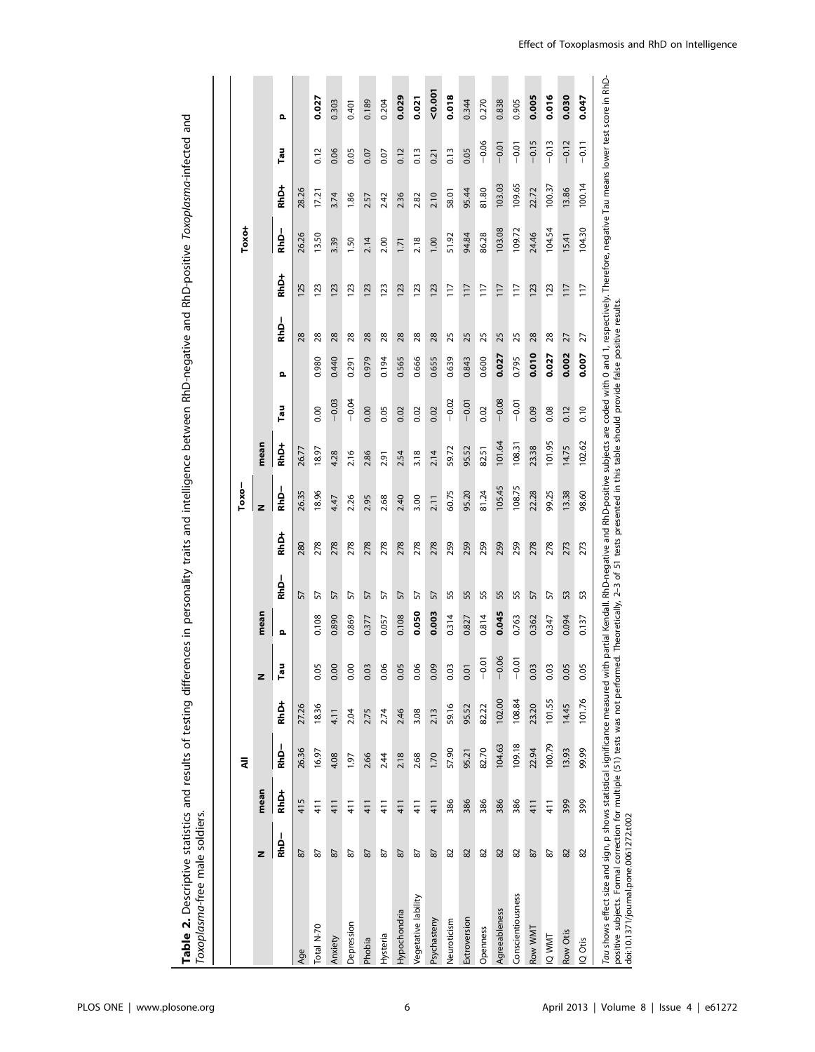**Table 2.** Descriptive statistics and results of testing differences in personality traits and intelligence between RhD-negative and RhD-positive *Toxoplasma*-infected and *Toxoplasma*-free male soldiers.

| | All | | | | | | Toxo− | | | | | | | | Toxo+ | | | | | |
|---|---|---|---|---|---|---|---|---|---|---|---|---|---|---|---|---|---|---|---|---|
| | N | | mean | | | | N | | mean | | | | | | | | | | | |
| | RhD− | RhD+ | RhD− | RhD+ | Tau | p | RhD− | RhD+ | RhD− | RhD+ | Tau | p | RhD− | RhD+ | RhD− | RhD+ | Tau | p | | |
| Age | 87 | 415 | 26.36 | 27.26 | | | 57 | 280 | 26.35 | 26.77 | | | 28 | 125 | 26.26 | 28.26 | | | | |
| Total N-70 | 87 | 411 | 16.97 | 18.36 | 0.05 | 0.108 | 57 | 278 | 18.96 | 18.97 | 0.00 | 0.980 | 28 | 123 | 13.50 | 17.21 | 0.12 | **0.027** | | |
| Anxiety | 87 | 411 | 4.08 | 4.11 | 0.00 | 0.890 | 57 | 278 | 4.47 | 4.28 | −0.03 | 0.440 | 28 | 123 | 3.39 | 3.74 | 0.06 | 0.303 | | |
| Depression | 87 | 411 | 1.97 | 2.04 | 0.00 | 0.869 | 57 | 278 | 2.26 | 2.16 | −0.04 | 0.291 | 28 | 123 | 1.50 | 1.86 | 0.05 | 0.401 | | |
| Phobia | 87 | 411 | 2.66 | 2.75 | 0.03 | 0.377 | 57 | 278 | 2.95 | 2.86 | 0.00 | 0.979 | 28 | 123 | 2.14 | 2.57 | 0.07 | 0.189 | | |
| Hysteria | 87 | 411 | 2.44 | 2.74 | 0.06 | 0.057 | 57 | 278 | 2.68 | 2.91 | 0.05 | 0.194 | 28 | 123 | 2.00 | 2.42 | 0.07 | 0.204 | | |
| Hypochondria | 87 | 411 | 2.18 | 2.46 | 0.05 | 0.108 | 57 | 278 | 2.40 | 2.54 | 0.02 | 0.565 | 28 | 123 | 1.71 | 2.36 | 0.12 | **0.029** | | |
| Vegetative lability | 87 | 411 | 2.68 | 3.08 | 0.06 | **0.050** | 57 | 278 | 3.00 | 3.18 | 0.02 | 0.666 | 28 | 123 | 2.18 | 2.82 | 0.13 | **0.021** | | |
| Psychasteny | 87 | 411 | 1.70 | 2.13 | 0.09 | **0.003** | 57 | 278 | 2.11 | 2.14 | 0.02 | 0.655 | 28 | 123 | 1.00 | 2.10 | 0.21 | **<0.001** | | |
| Neuroticism | 82 | 386 | 57.90 | 59.16 | 0.03 | 0.314 | 55 | 259 | 60.75 | 59.72 | −0.02 | 0.639 | 25 | 117 | 51.92 | 58.01 | 0.13 | **0.018** | | |
| Extroversion | 82 | 386 | 95.21 | 95.52 | 0.01 | 0.827 | 55 | 259 | 95.20 | 95.52 | −0.01 | 0.843 | 25 | 117 | 94.84 | 95.44 | 0.05 | 0.344 | | |
| Openness | 82 | 386 | 82.70 | 82.22 | −0.01 | 0.814 | 55 | 259 | 81.24 | 82.51 | 0.02 | 0.600 | 25 | 117 | 86.28 | 81.80 | −0.06 | 0.270 | | |
| Agreeableness | 82 | 386 | 104.63 | 102.00 | −0.06 | **0.045** | 55 | 259 | 105.45 | 101.64 | −0.08 | **0.027** | 25 | 117 | 103.08 | 103.03 | −0.01 | 0.838 | | |
| Conscientiousness | 82 | 386 | 109.18 | 108.84 | −0.01 | 0.763 | 55 | 259 | 108.75 | 108.31 | −0.01 | 0.795 | 25 | 117 | 109.72 | 109.65 | −0.01 | 0.905 | | |
| Row WMT | 87 | 411 | 22.94 | 23.20 | 0.03 | 0.362 | 57 | 278 | 22.28 | 23.38 | 0.09 | **0.010** | 28 | 123 | 24.46 | 22.72 | −0.15 | **0.005** | | |
| IQ WMT | 87 | 411 | 100.79 | 101.55 | 0.03 | 0.347 | 57 | 278 | 99.25 | 101.95 | 0.08 | **0.027** | 28 | 123 | 104.54 | 100.37 | −0.13 | **0.016** | | |
| Row Otis | 82 | 399 | 13.93 | 14.45 | 0.05 | 0.094 | 53 | 273 | 13.38 | 14.75 | 0.12 | **0.002** | 27 | 117 | 15.41 | 13.86 | −0.12 | **0.030** | | |
| IQ Otis | 82 | 399 | 99.99 | 101.76 | 0.05 | 0.137 | 53 | 273 | 98.60 | 102.62 | 0.10 | **0.007** | 27 | 117 | 104.30 | 100.14 | −0.11 | **0.047** | | |

*Tau* shows effect size and sign, p shows statistical significance measured with partial Kendall. RhD-negative and RhD-positive subjects are coded with 0 and 1, respectively. Therefore, negative Tau means lower test score in RhD-positive subjects. Formal correction for multiple (51) tests was not performed. Theoretically, 2–3 of 51 tests presented in this table should provide false positive results.
doi:10.1371/journal.pone.0061272.t002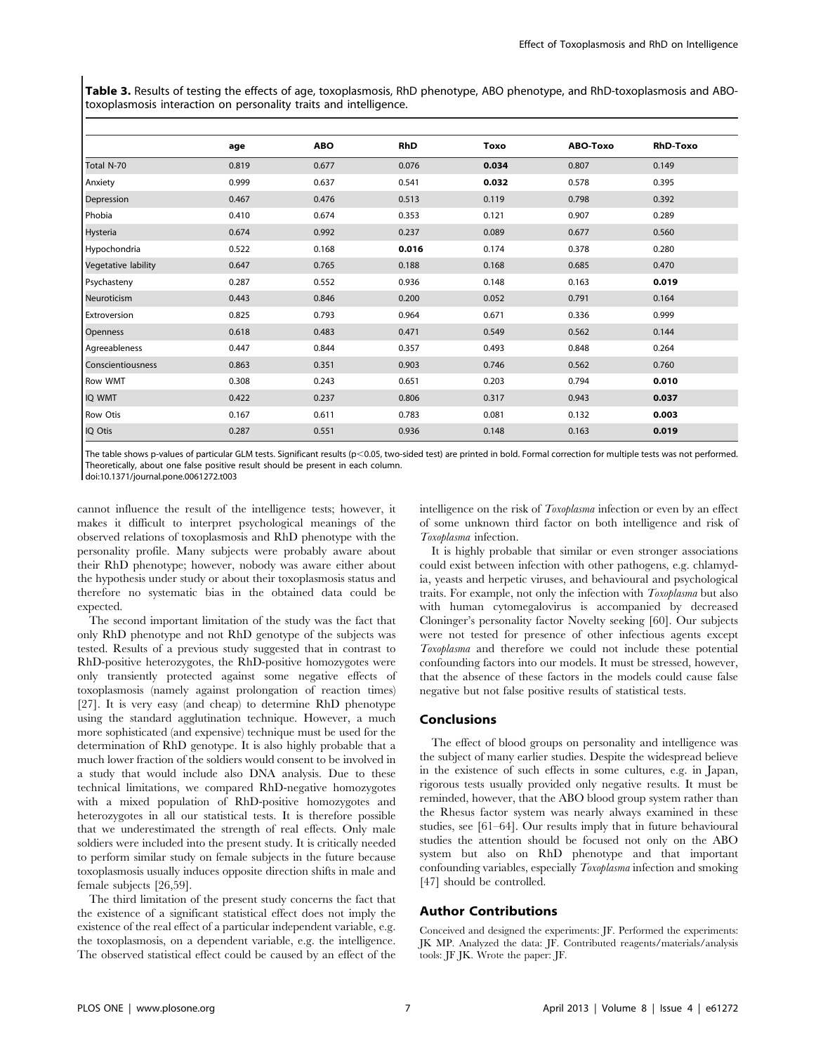**Table 3.** Results of testing the effects of age, toxoplasmosis, RhD phenotype, ABO phenotype, and RhD-toxoplasmosis and ABO-toxoplasmosis interaction on personality traits and intelligence.

| | age | ABO | RhD | Toxo | ABO-Toxo | RhD-Toxo |
|---|---|---|---|---|---|---|
| Total N-70 | 0.819 | 0.677 | 0.076 | **0.034** | 0.807 | 0.149 |
| Anxiety | 0.999 | 0.637 | 0.541 | **0.032** | 0.578 | 0.395 |
| Depression | 0.467 | 0.476 | 0.513 | 0.119 | 0.798 | 0.392 |
| Phobia | 0.410 | 0.674 | 0.353 | 0.121 | 0.907 | 0.289 |
| Hysteria | 0.674 | 0.992 | 0.237 | 0.089 | 0.677 | 0.560 |
| Hypochondria | 0.522 | 0.168 | **0.016** | 0.174 | 0.378 | 0.280 |
| Vegetative lability | 0.647 | 0.765 | 0.188 | 0.168 | 0.685 | 0.470 |
| Psychasteny | 0.287 | 0.552 | 0.936 | 0.148 | 0.163 | **0.019** |
| Neuroticism | 0.443 | 0.846 | 0.200 | 0.052 | 0.791 | 0.164 |
| Extroversion | 0.825 | 0.793 | 0.964 | 0.671 | 0.336 | 0.999 |
| Openness | 0.618 | 0.483 | 0.471 | 0.549 | 0.562 | 0.144 |
| Agreeableness | 0.447 | 0.844 | 0.357 | 0.493 | 0.848 | 0.264 |
| Conscientiousness | 0.863 | 0.351 | 0.903 | 0.746 | 0.562 | 0.760 |
| Row WMT | 0.308 | 0.243 | 0.651 | 0.203 | 0.794 | **0.010** |
| IQ WMT | 0.422 | 0.237 | 0.806 | 0.317 | 0.943 | **0.037** |
| Row Otis | 0.167 | 0.611 | 0.783 | 0.081 | 0.132 | **0.003** |
| IQ Otis | 0.287 | 0.551 | 0.936 | 0.148 | 0.163 | **0.019** |

The table shows p-values of particular GLM tests. Significant results ($p<0.05$, two-sided test) are printed in bold. Formal correction for multiple tests was not performed. Theoretically, about one false positive result should be present in each column.
doi:10.1371/journal.pone.0061272.t003

cannot influence the result of the intelligence tests; however, it makes it difficult to interpret psychological meanings of the observed relations of toxoplasmosis and RhD phenotype with the personality profile. Many subjects were probably aware about their RhD phenotype; however, nobody was aware either about the hypothesis under study or about their toxoplasmosis status and therefore no systematic bias in the obtained data could be expected.

The second important limitation of the study was the fact that only RhD phenotype and not RhD genotype of the subjects was tested. Results of a previous study suggested that in contrast to RhD-positive heterozygotes, the RhD-positive homozygotes were only transiently protected against some negative effects of toxoplasmosis (namely against prolongation of reaction times) [27]. It is very easy (and cheap) to determine RhD phenotype using the standard agglutination technique. However, a much more sophisticated (and expensive) technique must be used for the determination of RhD genotype. It is also highly probable that a much lower fraction of the soldiers would consent to be involved in a study that would include also DNA analysis. Due to these technical limitations, we compared RhD-negative homozygotes with a mixed population of RhD-positive homozygotes and heterozygotes in all our statistical tests. It is therefore possible that we underestimated the strength of real effects. Only male soldiers were included into the present study. It is critically needed to perform similar study on female subjects in the future because toxoplasmosis usually induces opposite direction shifts in male and female subjects [26,59].

The third limitation of the present study concerns the fact that the existence of a significant statistical effect does not imply the existence of the real effect of a particular independent variable, e.g. the toxoplasmosis, on a dependent variable, e.g. the intelligence. The observed statistical effect could be caused by an effect of the intelligence on the risk of *Toxoplasma* infection or even by an effect of some unknown third factor on both intelligence and risk of *Toxoplasma* infection.

It is highly probable that similar or even stronger associations could exist between infection with other pathogens, e.g. chlamydia, yeasts and herpetic viruses, and behavioural and psychological traits. For example, not only the infection with *Toxoplasma* but also with human cytomegalovirus is accompanied by decreased Cloninger's personality factor Novelty seeking [60]. Our subjects were not tested for presence of other infectious agents except *Toxoplasma* and therefore we could not include these potential confounding factors into our models. It must be stressed, however, that the absence of these factors in the models could cause false negative but not false positive results of statistical tests.

## Conclusions

The effect of blood groups on personality and intelligence was the subject of many earlier studies. Despite the widespread believe in the existence of such effects in some cultures, e.g. in Japan, rigorous tests usually provided only negative results. It must be reminded, however, that the ABO blood group system rather than the Rhesus factor system was nearly always examined in these studies, see [61–64]. Our results imply that in future behavioural studies the attention should be focused not only on the ABO system but also on RhD phenotype and that important confounding variables, especially *Toxoplasma* infection and smoking [47] should be controlled.

## Author Contributions

Conceived and designed the experiments: JF. Performed the experiments: JK MP. Analyzed the data: JF. Contributed reagents/materials/analysis tools: JF JK. Wrote the paper: JF.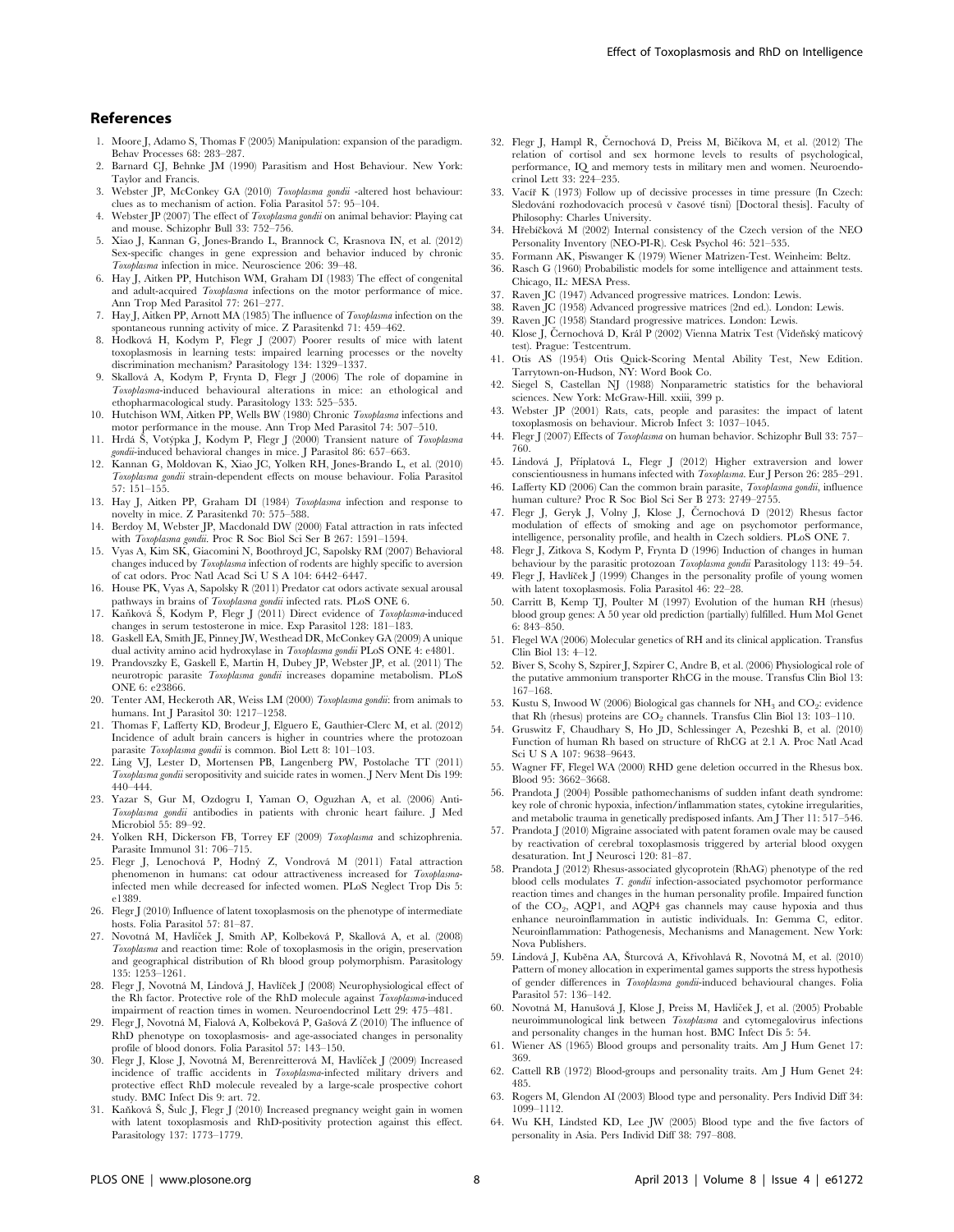## References

1. Moore J, Adamo S, Thomas F (2005) Manipulation: expansion of the paradigm. Behav Processes 68: 283–287.
2. Barnard CJ, Behnke JM (1990) Parasitism and Host Behaviour. New York: Taylor and Francis.
3. Webster JP, McConkey GA (2010) *Toxoplasma gondii* -altered host behaviour: clues as to mechanism of action. Folia Parasitol 57: 95–104.
4. Webster JP (2007) The effect of *Toxoplasma gondii* on animal behavior: Playing cat and mouse. Schizophr Bull 33: 752–756.
5. Xiao J, Kannan G, Jones-Brando L, Brannock C, Krasnova IN, et al. (2012) Sex-specific changes in gene expression and behavior induced by chronic *Toxoplasma* infection in mice. Neuroscience 206: 39–48.
6. Hay J, Aitken PP, Hutchison WM, Graham DI (1983) The effect of congenital and adult-acquired *Toxoplasma* infections on the motor performance of mice. Ann Trop Med Parasitol 77: 261–277.
7. Hay J, Aitken PP, Arnott MA (1985) The influence of *Toxoplasma* infection on the spontaneous running activity of mice. Z Parasitenkd 71: 459–462.
8. Hodková H, Kodym P, Flegr J (2007) Poorer results of mice with latent toxoplasmosis in learning tests: impaired learning processes or the novelty discrimination mechanism? Parasitology 134: 1329–1337.
9. Skallová A, Kodym P, Frynta D, Flegr J (2006) The role of dopamine in *Toxoplasma*-induced behavioural alterations in mice: an ethological and ethopharmacological study. Parasitology 133: 525–535.
10. Hutchison WM, Aitken PP, Wells BW (1980) Chronic *Toxoplasma* infections and motor performance in the mouse. Ann Trop Med Parasitol 74: 507–510.
11. Hrdá Š, Votýpka J, Kodym P, Flegr J (2000) Transient nature of *Toxoplasma gondii*-induced behavioral changes in mice. J Parasitol 86: 657–663.
12. Kannan G, Moldovan K, Xiao JC, Yolken RH, Jones-Brando L, et al. (2010) *Toxoplasma gondii* strain-dependent effects on mouse behaviour. Folia Parasitol 57: 151–155.
13. Hay J, Aitken PP, Graham DI (1984) *Toxoplasma* infection and response to novelty in mice. Z Parasitenkd 70: 575–588.
14. Berdoy M, Webster JP, Macdonald DW (2000) Fatal attraction in rats infected with *Toxoplasma gondii*. Proc R Soc Biol Sci Ser B 267: 1591–1594.
15. Vyas A, Kim SK, Giacomini N, Boothroyd JC, Sapolsky RM (2007) Behavioral changes induced by *Toxoplasma* infection of rodents are highly specific to aversion of cat odors. Proc Natl Acad Sci U S A 104: 6442–6447.
16. House PK, Vyas A, Sapolsky R (2011) Predator cat odors activate sexual arousal pathways in brains of *Toxoplasma gondii* infected rats. PLoS ONE 6.
17. Kaňková Š, Kodym P, Flegr J (2011) Direct evidence of *Toxoplasma*-induced changes in serum testosterone in mice. Exp Parasitol 128: 181–183.
18. Gaskell EA, Smith JE, Pinney JW, Westhead DR, McConkey GA (2009) A unique dual activity amino acid hydroxylase in *Toxoplasma gondii* PLoS ONE 4: e4801.
19. Prandovszky E, Gaskell E, Martin H, Dubey JP, Webster JP, et al. (2011) The neurotropic parasite *Toxoplasma gondii* increases dopamine metabolism. PLoS ONE 6: e23866.
20. Tenter AM, Heckeroth AR, Weiss LM (2000) *Toxoplasma gondii*: from animals to humans. Int J Parasitol 30: 1217–1258.
21. Thomas F, Lafferty KD, Brodeur J, Elguero E, Gauthier-Clerc M, et al. (2012) Incidence of adult brain cancers is higher in countries where the protozoan parasite *Toxoplasma gondii* is common. Biol Lett 8: 101–103.
22. Ling VJ, Lester D, Mortensen PB, Langenberg PW, Postolache TT (2011) *Toxoplasma gondii* seropositivity and suicide rates in women. J Nerv Ment Dis 199: 440–444.
23. Yazar S, Gur M, Ozdogru I, Yaman O, Oguzhan A, et al. (2006) Anti-*Toxoplasma gondii* antibodies in patients with chronic heart failure. J Med Microbiol 55: 89–92.
24. Yolken RH, Dickerson FB, Torrey EF (2009) *Toxoplasma* and schizophrenia. Parasite Immunol 31: 706–715.
25. Flegr J, Lenochová P, Hodný Z, Vondrová M (2011) Fatal attraction phenomenon in humans: cat odour attractiveness increased for *Toxoplasma*-infected men while decreased for infected women. PLoS Neglect Trop Dis 5: e1389.
26. Flegr J (2010) Influence of latent toxoplasmosis on the phenotype of intermediate hosts. Folia Parasitol 57: 81–87.
27. Novotná M, Havlíček J, Smith AP, Kolbeková P, Skallová A, et al. (2008) *Toxoplasma* and reaction time: Role of toxoplasmosis in the origin, preservation and geographical distribution of Rh blood group polymorphism. Parasitology 135: 1253–1261.
28. Flegr J, Novotná M, Lindová J, Havlíček J (2008) Neurophysiological effect of the Rh factor. Protective role of the RhD molecule against *Toxoplasma*-induced impairment of reaction times in women. Neuroendocrinol Lett 29: 475–481.
29. Flegr J, Novotná M, Fialová A, Kolbeková P, Gašová Z (2010) The influence of RhD phenotype on toxoplasmosis- and age-associated changes in personality profile of blood donors. Folia Parasitol 57: 143–150.
30. Flegr J, Klose J, Novotná M, Berenreitterová M, Havlíček J (2009) Increased incidence of traffic accidents in *Toxoplasma*-infected military drivers and protective effect RhD molecule revealed by a large-scale prospective cohort study. BMC Infect Dis 9: art. 72.
31. Kaňková Š, Šulc J, Flegr J (2010) Increased pregnancy weight gain in women with latent toxoplasmosis and RhD-positivity protection against this effect. Parasitology 137: 1773–1779.
32. Flegr J, Hampl R, Černochová D, Preiss M, Bičíkova M, et al. (2012) The relation of cortisol and sex hormone levels to results of psychological, performance, IQ and memory tests in military men and women. Neuroendocrinol Lett 33: 224–235.
33. Vacíř K (1973) Follow up of decissive processes in time pressure (In Czech: Sledování rozhodovacích procesů v časové tísni) [Doctoral thesis]. Faculty of Philosophy: Charles University.
34. Hřebíčková M (2002) Internal consistency of the Czech version of the NEO Personality Inventory (NEO-PI-R). Cesk Psychol 46: 521–535.
35. Formann AK, Piswanger K (1979) Wiener Matrizen-Test. Weinheim: Beltz.
36. Rasch G (1960) Probabilistic models for some intelligence and attainment tests. Chicago, IL: MESA Press.
37. Raven JC (1947) Advanced progressive matrices. London: Lewis.
38. Raven JC (1958) Advanced progressive matrices (2nd ed.). London: Lewis.
39. Raven JC (1958) Standard progressive matrices. London: Lewis.
40. Klose J, Černochová D, Král P (2002) Vienna Matrix Test (Vídeňský maticový test). Prague: Testcentrum.
41. Otis AS (1954) Otis Quick-Scoring Mental Ability Test, New Edition. Tarrytown-on-Hudson, NY: Word Book Co.
42. Siegel S, Castellan NJ (1988) Nonparametric statistics for the behavioral sciences. New York: McGraw-Hill. xxiii, 399 p.
43. Webster JP (2001) Rats, cats, people and parasites: the impact of latent toxoplasmosis on behaviour. Microb Infect 3: 1037–1045.
44. Flegr J (2007) Effects of *Toxoplasma* on human behavior. Schizophr Bull 33: 757–760.
45. Lindová J, Příplatová L, Flegr J (2012) Higher extraversion and lower conscientiousness in humans infected with *Toxoplasma*. Eur J Person 26: 285–291.
46. Lafferty KD (2006) Can the common brain parasite, *Toxoplasma gondii*, influence human culture? Proc R Soc Biol Sci Ser B 273: 2749–2755.
47. Flegr J, Geryk J, Volny J, Klose J, Černochová D (2012) Rhesus factor modulation of effects of smoking and age on psychomotor performance, intelligence, personality profile, and health in Czech soldiers. PLoS ONE 7.
48. Flegr J, Zitkova S, Kodym P, Frynta D (1996) Induction of changes in human behaviour by the parasitic protozoan *Toxoplasma gondii* Parasitology 113: 49–54.
49. Flegr J, Havlíček J (1999) Changes in the personality profile of young women with latent toxoplasmosis. Folia Parasitol 46: 22–28.
50. Carritt B, Kemp TJ, Poulter M (1997) Evolution of the human RH (rhesus) blood group genes: A 50 year old prediction (partially) fulfilled. Hum Mol Genet 6: 843–850.
51. Flegel WA (2006) Molecular genetics of RH and its clinical application. Transfus Clin Biol 13: 4–12.
52. Biver S, Scohy S, Szpirer J, Szpirer C, Andre B, et al. (2006) Physiological role of the putative ammonium transporter RhCG in the mouse. Transfus Clin Biol 13: 167–168.
53. Kustu S, Inwood W (2006) Biological gas channels for $NH_3$ and $CO_2$: evidence that Rh (rhesus) proteins are $CO_2$ channels. Transfus Clin Biol 13: 103–110.
54. Gruswitz F, Chaudhary S, Ho JD, Schlessinger A, Pezeshki B, et al. (2010) Function of human Rh based on structure of RhCG at 2.1 A. Proc Natl Acad Sci U S A 107: 9638–9643.
55. Wagner FF, Flegel WA (2000) RHD gene deletion occurred in the Rhesus box. Blood 95: 3662–3668.
56. Prandota J (2004) Possible pathomechanisms of sudden infant death syndrome: key role of chronic hypoxia, infection/inflammation states, cytokine irregularities, and metabolic trauma in genetically predisposed infants. Am J Ther 11: 517–546.
57. Prandota J (2010) Migraine associated with patent foramen ovale may be caused by reactivation of cerebral toxoplasmosis triggered by arterial blood oxygen desaturation. Int J Neurosci 120: 81–87.
58. Prandota J (2012) Rhesus-associated glycoprotein (RhAG) phenotype of the red blood cells modulates *T. gondii* infection-associated psychomotor performance reaction times and changes in the human personality profile. Impaired function of the $CO_2$, AQP1, and AQP4 gas channels may cause hypoxia and thus enhance neuroinflammation in autistic individuals. In: Gemma C, editor. Neuroinflammation: Pathogenesis, Mechanisms and Management. New York: Nova Publishers.
59. Lindová J, Kuběna AA, Šturcová A, Křivohlavá R, Novotná M, et al. (2010) Pattern of money allocation in experimental games supports the stress hypothesis of gender differences in *Toxoplasma gondii*-induced behavioural changes. Folia Parasitol 57: 136–142.
60. Novotná M, Hanušová J, Klose J, Preiss M, Havlíček J, et al. (2005) Probable neuroimmunological link between *Toxoplasma* and cytomegalovirus infections and personality changes in the human host. BMC Infect Dis 5: 54.
61. Wiener AS (1965) Blood groups and personality traits. Am J Hum Genet 17: 369.
62. Cattell RB (1972) Blood-groups and personality traits. Am J Hum Genet 24: 485.
63. Rogers M, Glendon AI (2003) Blood type and personality. Pers Individ Diff 34: 1099–1112.
64. Wu KH, Lindsted KD, Lee JW (2005) Blood type and the five factors of personality in Asia. Pers Individ Diff 38: 797–808.